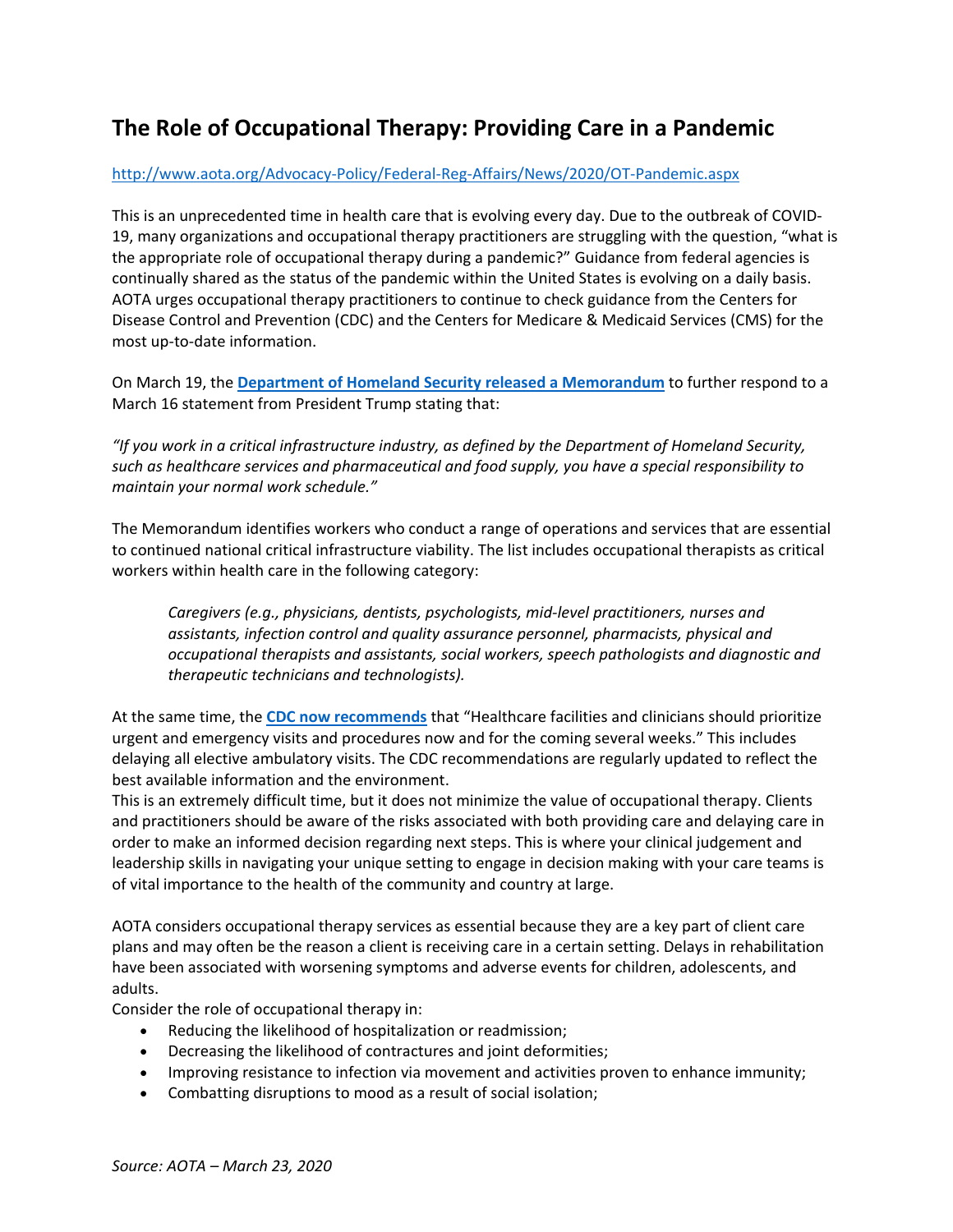# The Role of Occupational Therapy: Providing Care in a Pandemic

http://www.aota.org/Advocacy-Policy/Federal-Reg-Affairs/News/2020/OT-Pandemic.aspx

This is an unprecedented time in health care that is evolving every day. Due to the outbreak of COVID-19, many organizations and occupational therapy practitioners are struggling with the question, "what is the appropriate role of occupational therapy during a pandemic?" Guidance from federal agencies is continually shared as the status of the pandemic within the United States is evolving on a daily basis. AOTA urges occupational therapy practitioners to continue to check guidance from the Centers for Disease Control and Prevention (CDC) and the Centers for Medicare & Medicaid Services (CMS) for the most up-to-date information.

On March 19, the **Department of Homeland Security released a Memorandum** to further respond to a March 16 statement from President Trump stating that:

*"If you work in a critical infrastructure industry, as defined by the Department of Homeland Security, such as healthcare services and pharmaceutical and food supply, you have a special responsibility to maintain your normal work schedule."*

The Memorandum identifies workers who conduct a range of operations and services that are essential to continued national critical infrastructure viability. The list includes occupational therapists as critical workers within health care in the following category:

> *Caregivers (e.g., physicians, dentists, psychologists, mid-level practitioners, nurses and assistants, infection control and quality assurance personnel, pharmacists, physical and occupational therapists and assistants, social workers, speech pathologists and diagnostic and therapeutic technicians and technologists).*

At the same time, the **CDC now recommends** that "Healthcare facilities and clinicians should prioritize urgent and emergency visits and procedures now and for the coming several weeks." This includes delaying all elective ambulatory visits. The CDC recommendations are regularly updated to reflect the best available information and the environment.

This is an extremely difficult time, but it does not minimize the value of occupational therapy. Clients and practitioners should be aware of the risks associated with both providing care and delaying care in order to make an informed decision regarding next steps. This is where your clinical judgement and leadership skills in navigating your unique setting to engage in decision making with your care teams is of vital importance to the health of the community and country at large.

AOTA considers occupational therapy services as essential because they are a key part of client care plans and may often be the reason a client is receiving care in a certain setting. Delays in rehabilitation have been associated with worsening symptoms and adverse events for children, adolescents, and adults.

Consider the role of occupational therapy in:

- Reducing the likelihood of hospitalization or readmission;
- Decreasing the likelihood of contractures and joint deformities;
- Improving resistance to infection via movement and activities proven to enhance immunity;
- Combatting disruptions to mood as a result of social isolation;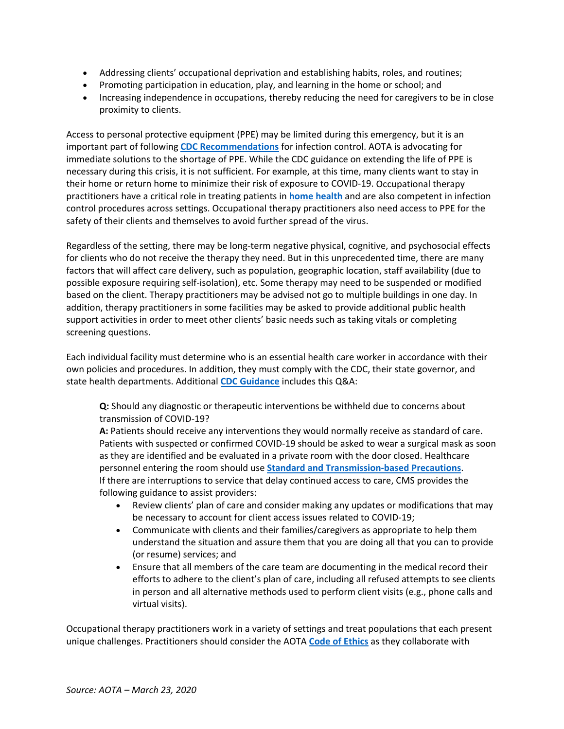- Addressing clients' occupational deprivation and establishing habits, roles, and routines;
- Promoting participation in education, play, and learning in the home or school; and
- Increasing independence in occupations, thereby reducing the need for caregivers to be in close proximity to clients.

Access to personal protective equipment (PPE) may be limited during this emergency, but it is an important part of following **CDC Recommendations** for infection control. AOTA is advocating for immediate solutions to the shortage of PPE. While the CDC guidance on extending the life of PPE is necessary during this crisis, it is not sufficient. For example, at this time, many clients want to stay in their home or return home to minimize their risk of exposure to COVID-19. Occupational therapy practitioners have a critical role in treating patients in **home health** and are also competent in infection control procedures across settings. Occupational therapy practitioners also need access to PPE for the safety of their clients and themselves to avoid further spread of the virus.

Regardless of the setting, there may be long-term negative physical, cognitive, and psychosocial effects for clients who do not receive the therapy they need. But in this unprecedented time, there are many factors that will affect care delivery, such as population, geographic location, staff availability (due to possible exposure requiring self-isolation), etc. Some therapy may need to be suspended or modified based on the client. Therapy practitioners may be advised not go to multiple buildings in one day. In addition, therapy practitioners in some facilities may be asked to provide additional public health support activities in order to meet other clients' basic needs such as taking vitals or completing screening questions.

Each individual facility must determine who is an essential health care worker in accordance with their own policies and procedures. In addition, they must comply with the CDC, their state governor, and state health departments. Additional **CDC Guidance** includes this Q&A:

> **Q:** Should any diagnostic or therapeutic interventions be withheld due to concerns about transmission of COVID-19?
> **A:** Patients should receive any interventions they would normally receive as standard of care. Patients with suspected or confirmed COVID-19 should be asked to wear a surgical mask as soon as they are identified and be evaluated in a private room with the door closed. Healthcare personnel entering the room should use **Standard and Transmission-based Precautions**.
> If there are interruptions to service that delay continued access to care, CMS provides the following guidance to assist providers:
>
> - Review clients' plan of care and consider making any updates or modifications that may be necessary to account for client access issues related to COVID-19;
> - Communicate with clients and their families/caregivers as appropriate to help them understand the situation and assure them that you are doing all that you can to provide (or resume) services; and
> - Ensure that all members of the care team are documenting in the medical record their efforts to adhere to the client's plan of care, including all refused attempts to see clients in person and all alternative methods used to perform client visits (e.g., phone calls and virtual visits).

Occupational therapy practitioners work in a variety of settings and treat populations that each present unique challenges. Practitioners should consider the AOTA **Code of Ethics** as they collaborate with

*Source: AOTA – March 23, 2020*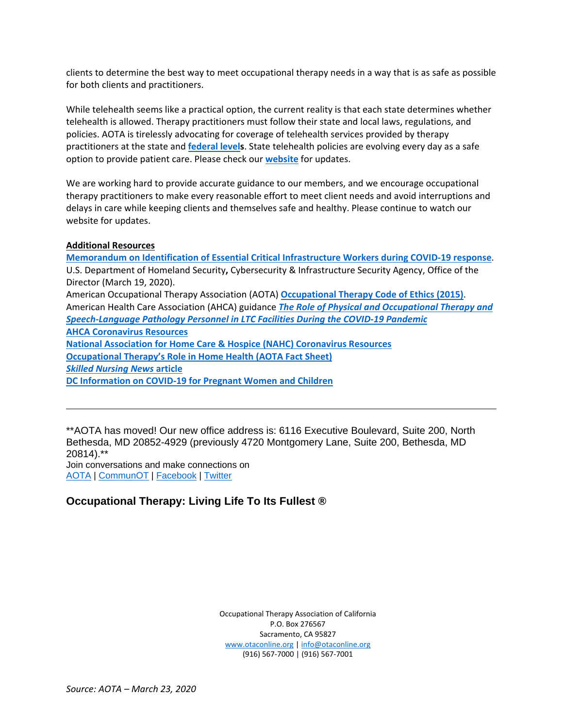clients to determine the best way to meet occupational therapy needs in a way that is as safe as possible for both clients and practitioners.

While telehealth seems like a practical option, the current reality is that each state determines whether telehealth is allowed. Therapy practitioners must follow their state and local laws, regulations, and policies. AOTA is tirelessly advocating for coverage of telehealth services provided by therapy practitioners at the state and **federal levels**. State telehealth policies are evolving every day as a safe option to provide patient care. Please check our **website** for updates.

We are working hard to provide accurate guidance to our members, and we encourage occupational therapy practitioners to make every reasonable effort to meet client needs and avoid interruptions and delays in care while keeping clients and themselves safe and healthy. Please continue to watch our website for updates.

**Additional Resources**

**Memorandum on Identification of Essential Critical Infrastructure Workers during COVID-19 response**. U.S. Department of Homeland Security**,** Cybersecurity & Infrastructure Security Agency, Office of the Director (March 19, 2020).
American Occupational Therapy Association (AOTA) **Occupational Therapy Code of Ethics (2015)**.
American Health Care Association (AHCA) guidance ***The Role of Physical and Occupational Therapy and Speech-Language Pathology Personnel in LTC Facilities During the COVID-19 Pandemic***
**AHCA Coronavirus Resources**
**National Association for Home Care & Hospice (NAHC) Coronavirus Resources**
**Occupational Therapy's Role in Home Health (AOTA Fact Sheet)**
***Skilled Nursing News* article**
**DC Information on COVID-19 for Pregnant Women and Children**

---

**AOTA has moved! Our new office address is: 6116 Executive Boulevard, Suite 200, North Bethesda, MD 20852-4929 (previously 4720 Montgomery Lane, Suite 200, Bethesda, MD 20814).**
Join conversations and make connections on
AOTA | CommunOT | Facebook | Twitter

**Occupational Therapy: Living Life To Its Fullest ®**

Occupational Therapy Association of California
P.O. Box 276567
Sacramento, CA 95827
www.otaconline.org | info@otaconline.org
(916) 567-7000 | (916) 567-7001

*Source: AOTA – March 23, 2020*